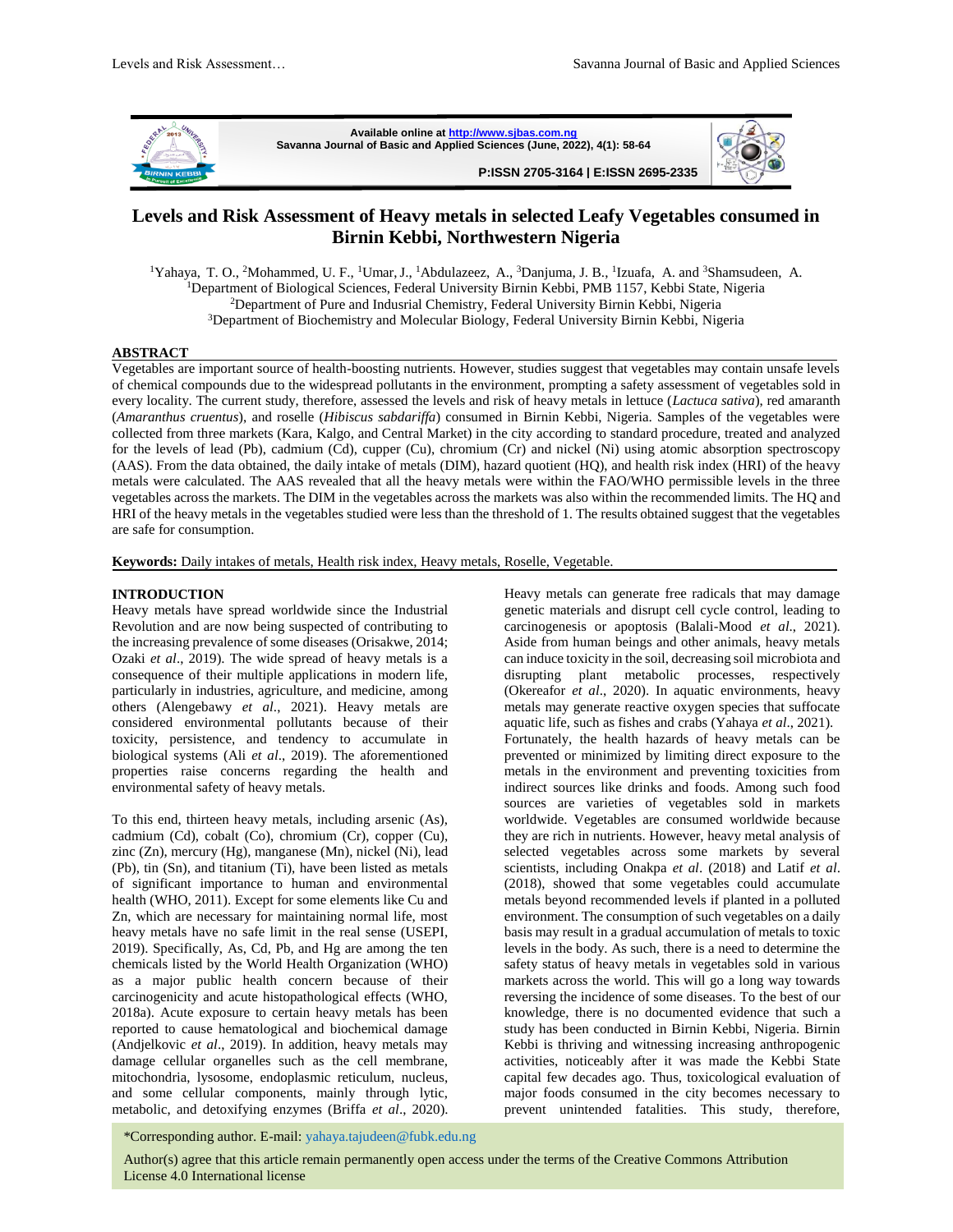Available online at http://www.sjbas.com.ng
Savanna Journal of Basic and Applied Sciences (June, 2022), 4(1): 58-64

P:ISSN 2705-3164 | E:ISSN 2695-2335

# Levels and Risk Assessment of Heavy metals in selected Leafy Vegetables consumed in Birnin Kebbi, Northwestern Nigeria

[1]Yahaya, T. O., [2]Mohammed, U. F., [1]Umar, J., [1]Abdulazeez, A., [3]Danjuma, J. B., [1]Izuafa, A. and [3]Shamsudeen, A.

[1]Department of Biological Sciences, Federal University Birnin Kebbi, PMB 1157, Kebbi State, Nigeria
[2]Department of Pure and Indusrial Chemistry, Federal University Birnin Kebbi, Nigeria
[3]Department of Biochemistry and Molecular Biology, Federal University Birnin Kebbi, Nigeria

## ABSTRACT

Vegetables are important source of health-boosting nutrients. However, studies suggest that vegetables may contain unsafe levels of chemical compounds due to the widespread pollutants in the environment, prompting a safety assessment of vegetables sold in every locality. The current study, therefore, assessed the levels and risk of heavy metals in lettuce (*Lactuca sativa*), red amaranth (*Amaranthus cruentus*), and roselle (*Hibiscus sabdariffa*) consumed in Birnin Kebbi, Nigeria. Samples of the vegetables were collected from three markets (Kara, Kalgo, and Central Market) in the city according to standard procedure, treated and analyzed for the levels of lead (Pb), cadmium (Cd), cupper (Cu), chromium (Cr) and nickel (Ni) using atomic absorption spectroscopy (AAS). From the data obtained, the daily intake of metals (DIM), hazard quotient (HQ), and health risk index (HRI) of the heavy metals were calculated. The AAS revealed that all the heavy metals were within the FAO/WHO permissible levels in the three vegetables across the markets. The DIM in the vegetables across the markets was also within the recommended limits. The HQ and HRI of the heavy metals in the vegetables studied were less than the threshold of 1. The results obtained suggest that the vegetables are safe for consumption.

**Keywords:** Daily intakes of metals, Health risk index, Heavy metals, Roselle, Vegetable.

## INTRODUCTION

Heavy metals have spread worldwide since the Industrial Revolution and are now being suspected of contributing to the increasing prevalence of some diseases (Orisakwe, 2014; Ozaki *et al*., 2019). The wide spread of heavy metals is a consequence of their multiple applications in modern life, particularly in industries, agriculture, and medicine, among others (Alengebawy *et al*., 2021). Heavy metals are considered environmental pollutants because of their toxicity, persistence, and tendency to accumulate in biological systems (Ali *et al*., 2019). The aforementioned properties raise concerns regarding the health and environmental safety of heavy metals.

To this end, thirteen heavy metals, including arsenic (As), cadmium (Cd), cobalt (Co), chromium (Cr), copper (Cu), zinc (Zn), mercury (Hg), manganese (Mn), nickel (Ni), lead (Pb), tin (Sn), and titanium (Ti), have been listed as metals of significant importance to human and environmental health (WHO, 2011). Except for some elements like Cu and Zn, which are necessary for maintaining normal life, most heavy metals have no safe limit in the real sense (USEPI, 2019). Specifically, As, Cd, Pb, and Hg are among the ten chemicals listed by the World Health Organization (WHO) as a major public health concern because of their carcinogenicity and acute histopathological effects (WHO, 2018a). Acute exposure to certain heavy metals has been reported to cause hematological and biochemical damage (Andjelkovic *et al*., 2019). In addition, heavy metals may damage cellular organelles such as the cell membrane, mitochondria, lysosome, endoplasmic reticulum, nucleus, and some cellular components, mainly through lytic, metabolic, and detoxifying enzymes (Briffa *et al*., 2020). Heavy metals can generate free radicals that may damage genetic materials and disrupt cell cycle control, leading to carcinogenesis or apoptosis (Balali-Mood *et al*., 2021). Aside from human beings and other animals, heavy metals can induce toxicity in the soil, decreasing soil microbiota and disrupting plant metabolic processes, respectively (Okereafor *et al*., 2020). In aquatic environments, heavy metals may generate reactive oxygen species that suffocate aquatic life, such as fishes and crabs (Yahaya *et al*., 2021). Fortunately, the health hazards of heavy metals can be prevented or minimized by limiting direct exposure to the metals in the environment and preventing toxicities from indirect sources like drinks and foods. Among such food sources are varieties of vegetables sold in markets worldwide. Vegetables are consumed worldwide because they are rich in nutrients. However, heavy metal analysis of selected vegetables across some markets by several scientists, including Onakpa *et al*. (2018) and Latif *et al*. (2018), showed that some vegetables could accumulate metals beyond recommended levels if planted in a polluted environment. The consumption of such vegetables on a daily basis may result in a gradual accumulation of metals to toxic levels in the body. As such, there is a need to determine the safety status of heavy metals in vegetables sold in various markets across the world. This will go a long way towards reversing the incidence of some diseases. To the best of our knowledge, there is no documented evidence that such a study has been conducted in Birnin Kebbi, Nigeria. Birnin Kebbi is thriving and witnessing increasing anthropogenic activities, noticeably after it was made the Kebbi State capital few decades ago. Thus, toxicological evaluation of major foods consumed in the city becomes necessary to prevent unintended fatalities. This study, therefore,

*Corresponding author. E-mail: yahaya.tajudeen@fubk.edu.ng

Author(s) agree that this article remain permanently open access under the terms of the Creative Commons Attribution License 4.0 International license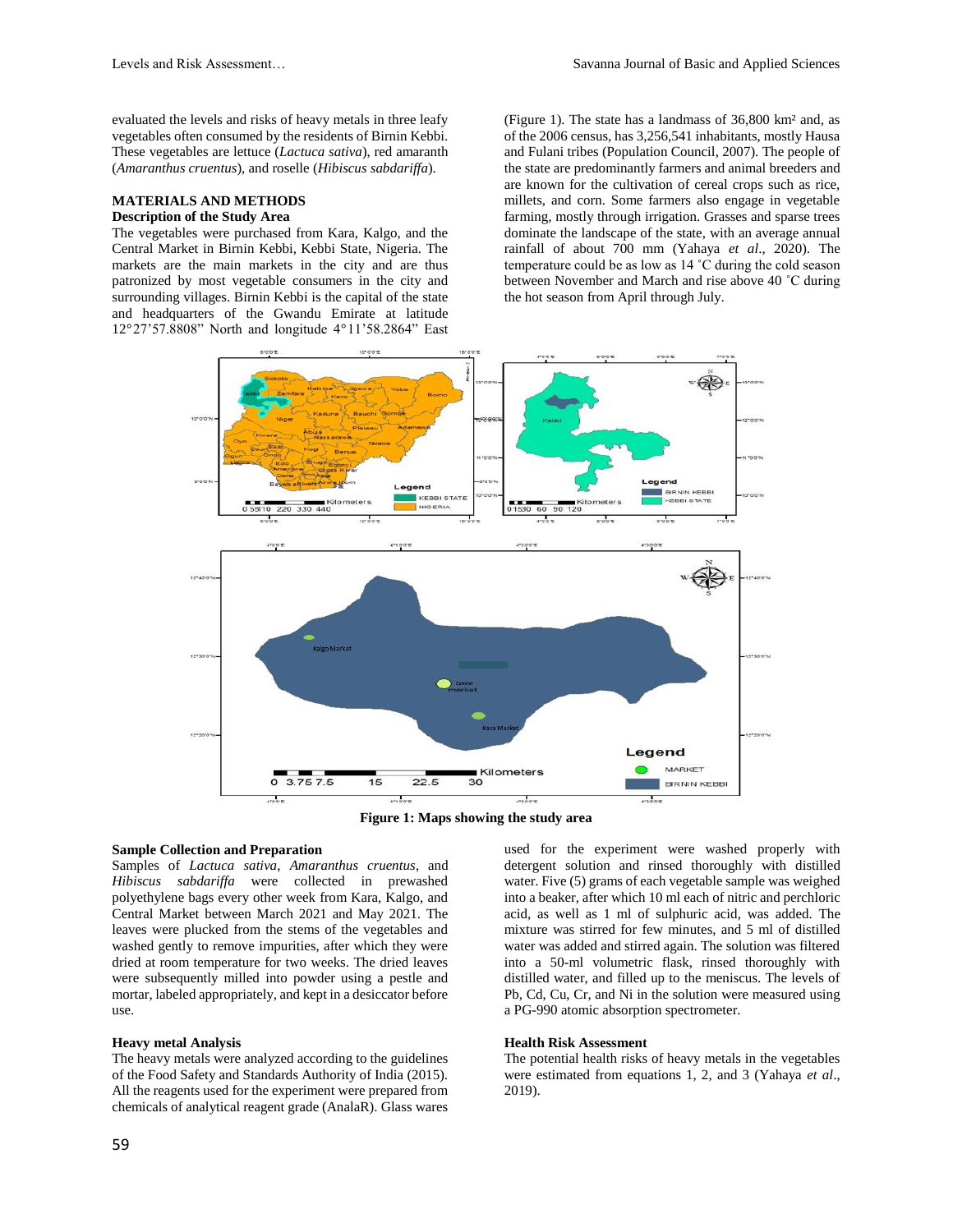evaluated the levels and risks of heavy metals in three leafy vegetables often consumed by the residents of Birnin Kebbi. These vegetables are lettuce (*Lactuca sativa*), red amaranth (*Amaranthus cruentus*), and roselle (*Hibiscus sabdariffa*).

## MATERIALS AND METHODS

### Description of the Study Area

The vegetables were purchased from Kara, Kalgo, and the Central Market in Birnin Kebbi, Kebbi State, Nigeria. The markets are the main markets in the city and are thus patronized by most vegetable consumers in the city and surrounding villages. Birnin Kebbi is the capital of the state and headquarters of the Gwandu Emirate at latitude 12°27'57.8808" North and longitude 4°11'58.2864" East (Figure 1). The state has a landmass of 36,800 km² and, as of the 2006 census, has 3,256,541 inhabitants, mostly Hausa and Fulani tribes (Population Council, 2007). The people of the state are predominantly farmers and animal breeders and are known for the cultivation of cereal crops such as rice, millets, and corn. Some farmers also engage in vegetable farming, mostly through irrigation. Grasses and sparse trees dominate the landscape of the state, with an average annual rainfall of about 700 mm (Yahaya *et al*., 2020). The temperature could be as low as 14 ˚C during the cold season between November and March and rise above 40 ˚C during the hot season from April through July.

**Figure 1: Maps showing the study area**

### Sample Collection and Preparation

Samples of *Lactuca sativa*, *Amaranthus cruentus*, and *Hibiscus sabdariffa* were collected in prewashed polyethylene bags every other week from Kara, Kalgo, and Central Market between March 2021 and May 2021. The leaves were plucked from the stems of the vegetables and washed gently to remove impurities, after which they were dried at room temperature for two weeks. The dried leaves were subsequently milled into powder using a pestle and mortar, labeled appropriately, and kept in a desiccator before use.

### Heavy metal Analysis

The heavy metals were analyzed according to the guidelines of the Food Safety and Standards Authority of India (2015). All the reagents used for the experiment were prepared from chemicals of analytical reagent grade (AnalaR). Glass wares used for the experiment were washed properly with detergent solution and rinsed thoroughly with distilled water. Five (5) grams of each vegetable sample was weighed into a beaker, after which 10 ml each of nitric and perchloric acid, as well as 1 ml of sulphuric acid, was added. The mixture was stirred for few minutes, and 5 ml of distilled water was added and stirred again. The solution was filtered into a 50-ml volumetric flask, rinsed thoroughly with distilled water, and filled up to the meniscus. The levels of Pb, Cd, Cu, Cr, and Ni in the solution were measured using a PG-990 atomic absorption spectrometer.

### Health Risk Assessment

The potential health risks of heavy metals in the vegetables were estimated from equations 1, 2, and 3 (Yahaya *et al*., 2019).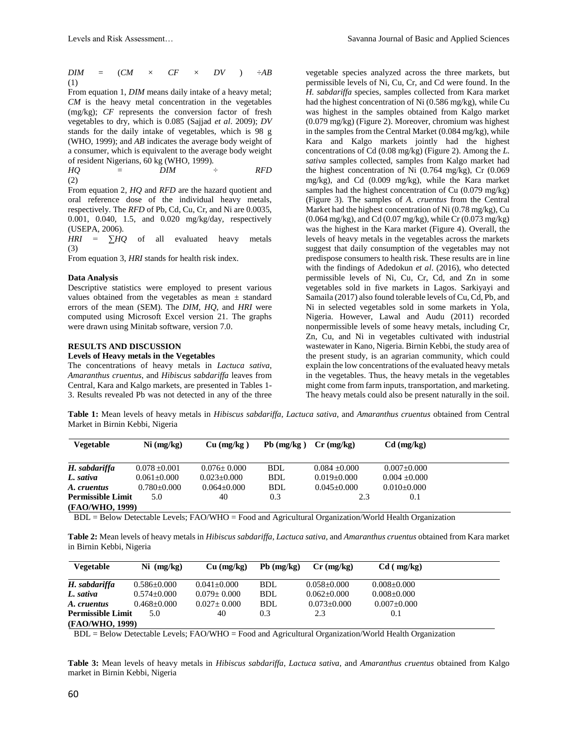$$DIM = (CM \times CF \times DV) \div AB \quad (1)$$

From equation 1, *DIM* means daily intake of a heavy metal; *CM* is the heavy metal concentration in the vegetables (mg/kg); *CF* represents the conversion factor of fresh vegetables to dry, which is 0.085 (Sajjad *et al*. 2009); *DV* stands for the daily intake of vegetables, which is 98 g (WHO, 1999); and *AB* indicates the average body weight of a consumer, which is equivalent to the average body weight of resident Nigerians, 60 kg (WHO, 1999).

$$HQ = DIM \div RFD \quad (2)$$

From equation 2, *HQ* and *RFD* are the hazard quotient and oral reference dose of the individual heavy metals, respectively. The *RFD* of Pb, Cd, Cu, Cr, and Ni are 0.0035, 0.001, 0.040, 1.5, and 0.020 mg/kg/day, respectively (USEPA, 2006).

$$HRI = \sum HQ \text{ of all evaluated heavy metals} \quad (3)$$

From equation 3, *HRI* stands for health risk index.

**Data Analysis**

Descriptive statistics were employed to present various values obtained from the vegetables as mean ± standard errors of the mean (SEM). The *DIM, HQ*, and *HRI* were computed using Microsoft Excel version 21. The graphs were drawn using Minitab software, version 7.0.

## RESULTS AND DISCUSSION

**Levels of Heavy metals in the Vegetables**

The concentrations of heavy metals in *Lactuca sativa, Amaranthus cruentus*, and *Hibiscus sabdariffa* leaves from Central, Kara and Kalgo markets, are presented in Tables 1-3. Results revealed Pb was not detected in any of the three vegetable species analyzed across the three markets, but permissible levels of Ni, Cu, Cr, and Cd were found. In the *H. sabdariffa* species, samples collected from Kara market had the highest concentration of Ni (0.586 mg/kg), while Cu was highest in the samples obtained from Kalgo market (0.079 mg/kg) (Figure 2). Moreover, chromium was highest in the samples from the Central Market (0.084 mg/kg), while Kara and Kalgo markets jointly had the highest concentrations of Cd (0.08 mg/kg) (Figure 2). Among the *L. sativa* samples collected, samples from Kalgo market had the highest concentration of Ni (0.764 mg/kg), Cr (0.069 mg/kg), and Cd (0.009 mg/kg), while the Kara market samples had the highest concentration of Cu (0.079 mg/kg) (Figure 3). The samples of *A. cruentus* from the Central Market had the highest concentration of Ni (0.78 mg/kg), Cu (0.064 mg/kg), and Cd (0.07 mg/kg), while Cr (0.073 mg/kg) was the highest in the Kara market (Figure 4). Overall, the levels of heavy metals in the vegetables across the markets suggest that daily consumption of the vegetables may not predispose consumers to health risk. These results are in line with the findings of Adedokun *et al*. (2016), who detected permissible levels of Ni, Cu, Cr, Cd, and Zn in some vegetables sold in five markets in Lagos. Sarkiyayi and Samaila (2017) also found tolerable levels of Cu, Cd, Pb, and Ni in selected vegetables sold in some markets in Yola, Nigeria. However, Lawal and Audu (2011) recorded nonpermissible levels of some heavy metals, including Cr, Zn, Cu, and Ni in vegetables cultivated with industrial wastewater in Kano, Nigeria. Birnin Kebbi, the study area of the present study, is an agrarian community, which could explain the low concentrations of the evaluated heavy metals in the vegetables. Thus, the heavy metals in the vegetables might come from farm inputs, transportation, and marketing. The heavy metals could also be present naturally in the soil.

**Table 1:** Mean levels of heavy metals in *Hibiscus sabdariffa, Lactuca sativa*, and *Amaranthus cruentus* obtained from Central Market in Birnin Kebbi, Nigeria

| Vegetable | Ni (mg/kg) | Cu (mg/kg ) | Pb (mg/kg ) | Cr (mg/kg) | Cd (mg/kg) |
|---|---|---|---|---|---|
| *H. sabdariffa* | 0.078 ±0.001 | 0.076± 0.000 | BDL | 0.084 ±0.000 | 0.007±0.000 |
| *L. sativa* | 0.061±0.000 | 0.023±0.000 | BDL | 0.019±0.000 | 0.004 ±0.000 |
| *A. cruentus* | 0.780±0.000 | 0.064±0.000 | BDL | 0.045±0.000 | 0.010±0.000 |
| **Permissible Limit (FAO/WHO, 1999)** | 5.0 | 40 | 0.3 | 2.3 | 0.1 |

BDL = Below Detectable Levels; FAO/WHO = Food and Agricultural Organization/World Health Organization

**Table 2:** Mean levels of heavy metals in *Hibiscus sabdariffa, Lactuca sativa*, and *Amaranthus cruentus* obtained from Kara market in Birnin Kebbi, Nigeria

| Vegetable | Ni (mg/kg) | Cu (mg/kg) | Pb (mg/kg) | Cr (mg/kg) | Cd ( mg/kg) |
|---|---|---|---|---|---|
| *H. sabdariffa* | 0.586±0.000 | 0.041±0.000 | BDL | 0.058±0.000 | 0.008±0.000 |
| *L. sativa* | 0.574±0.000 | 0.079± 0.000 | BDL | 0.062±0.000 | 0.008±0.000 |
| *A. cruentus* | 0.468±0.000 | 0.027± 0.000 | BDL | 0.073±0.000 | 0.007±0.000 |
| **Permissible Limit (FAO/WHO, 1999)** | 5.0 | 40 | 0.3 | 2.3 | 0.1 |

BDL = Below Detectable Levels; FAO/WHO = Food and Agricultural Organization/World Health Organization

**Table 3:** Mean levels of heavy metals in *Hibiscus sabdariffa*, *Lactuca sativa*, and *Amaranthus cruentus* obtained from Kalgo market in Birnin Kebbi, Nigeria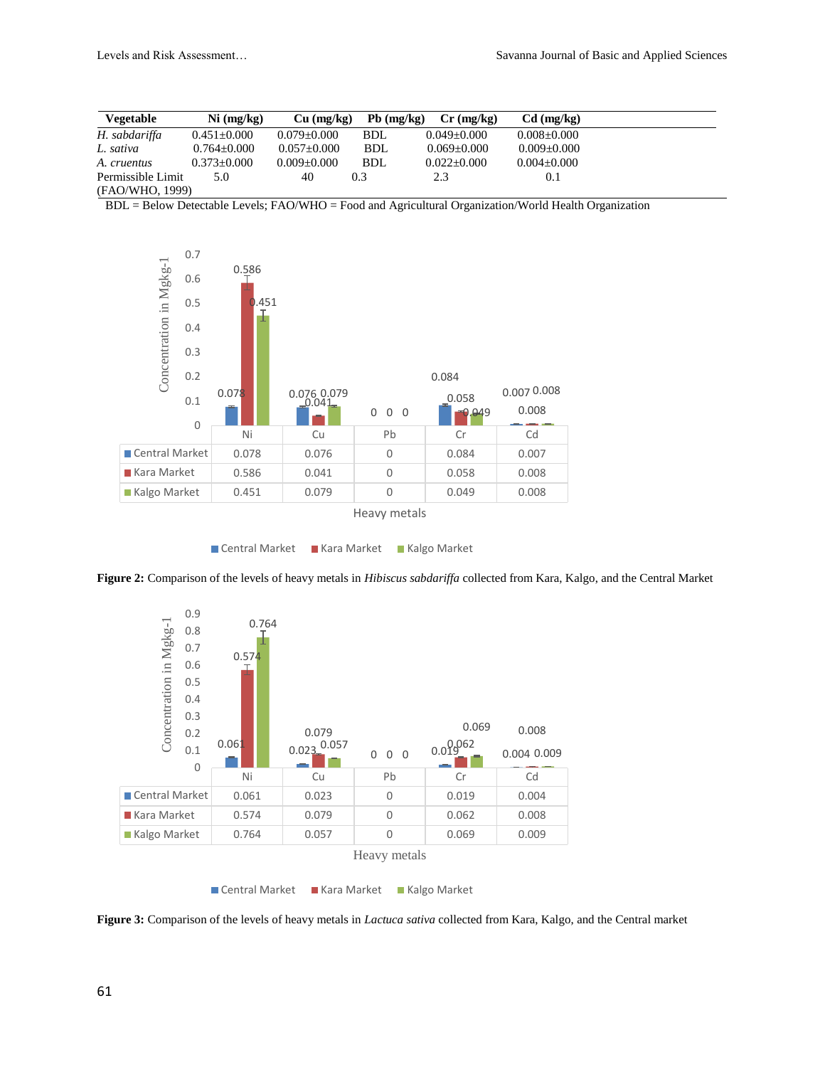| Vegetable | Ni (mg/kg) | Cu (mg/kg) | Pb (mg/kg) | Cr (mg/kg) | Cd (mg/kg) |
|---|---|---|---|---|---|
| *H. sabdariffa* | 0.451±0.000 | 0.079±0.000 | BDL | 0.049±0.000 | 0.008±0.000 |
| *L. sativa* | 0.764±0.000 | 0.057±0.000 | BDL | 0.069±0.000 | 0.009±0.000 |
| *A. cruentus* | 0.373±0.000 | 0.009±0.000 | BDL | 0.022±0.000 | 0.004±0.000 |
| Permissible Limit (FAO/WHO, 1999) | 5.0 | 40 | 0.3 | 2.3 | 0.1 |

BDL = Below Detectable Levels; FAO/WHO = Food and Agricultural Organization/World Health Organization

Concentration in Mgkg-1

| | Ni | Cu | Pb | Cr | Cd |
|---|---|---|---|---|---|
| Central Market | 0.078 | 0.076 | 0 | 0.084 | 0.007 |
| Kara Market | 0.586 | 0.041 | 0 | 0.058 | 0.008 |
| Kalgo Market | 0.451 | 0.079 | 0 | 0.049 | 0.008 |

Heavy metals

**Figure 2:** Comparison of the levels of heavy metals in *Hibiscus sabdariffa* collected from Kara, Kalgo, and the Central Market

Concentration in Mgkg-1

| | Ni | Cu | Pb | Cr | Cd |
|---|---|---|---|---|---|
| Central Market | 0.061 | 0.023 | 0 | 0.019 | 0.004 |
| Kara Market | 0.574 | 0.079 | 0 | 0.062 | 0.008 |
| Kalgo Market | 0.764 | 0.057 | 0 | 0.069 | 0.009 |

Heavy metals

**Figure 3:** Comparison of the levels of heavy metals in *Lactuca sativa* collected from Kara, Kalgo, and the Central market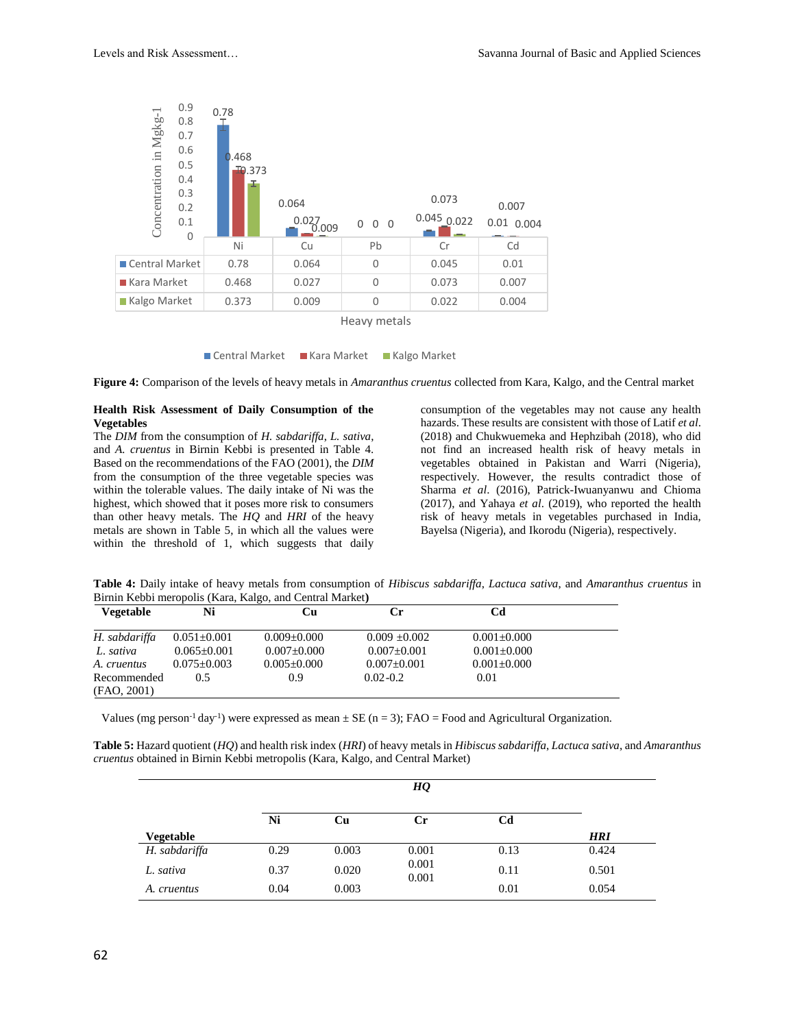| | Ni | Cu | Pb | Cr | Cd |
|---|---|---|---|---|---|
| Central Market | 0.78 | 0.064 | 0 | 0.045 | 0.01 |
| Kara Market | 0.468 | 0.027 | 0 | 0.073 | 0.007 |
| Kalgo Market | 0.373 | 0.009 | 0 | 0.022 | 0.004 |

**Figure 4:** Comparison of the levels of heavy metals in *Amaranthus cruentus* collected from Kara, Kalgo, and the Central market

**Health Risk Assessment of Daily Consumption of the Vegetables**

The *DIM* from the consumption of *H. sabdariffa*, *L. sativa*, and *A. cruentus* in Birnin Kebbi is presented in Table 4. Based on the recommendations of the FAO (2001), the *DIM* from the consumption of the three vegetable species was within the tolerable values. The daily intake of Ni was the highest, which showed that it poses more risk to consumers than other heavy metals. The *HQ* and *HRI* of the heavy metals are shown in Table 5, in which all the values were within the threshold of 1, which suggests that daily consumption of the vegetables may not cause any health hazards. These results are consistent with those of Latif *et al.* (2018) and Chukwuemeka and Hephzibah (2018), who did not find an increased health risk of heavy metals in vegetables obtained in Pakistan and Warri (Nigeria), respectively. However, the results contradict those of Sharma *et al.* (2016), Patrick-Iwuanyanwu and Chioma (2017), and Yahaya *et al.* (2019), who reported the health risk of heavy metals in vegetables purchased in India, Bayelsa (Nigeria), and Ikorodu (Nigeria), respectively.

**Table 4:** Daily intake of heavy metals from consumption of *Hibiscus sabdariffa*, *Lactuca sativa*, and *Amaranthus cruentus* in Birnin Kebbi meropolis (Kara, Kalgo, and Central Market)

| Vegetable | Ni | Cu | Cr | Cd |
|---|---|---|---|---|
| *H. sabdariffa* | 0.051±0.001 | 0.009±0.000 | 0.009 ±0.002 | 0.001±0.000 |
| *L. sativa* | 0.065±0.001 | 0.007±0.000 | 0.007±0.001 | 0.001±0.000 |
| *A. cruentus* | 0.075±0.003 | 0.005±0.000 | 0.007±0.001 | 0.001±0.000 |
| Recommended (FAO, 2001) | 0.5 | 0.9 | 0.02-0.2 | 0.01 |

Values (mg person$^{-1}$ day$^{-1}$) were expressed as mean ± SE (n = 3); FAO = Food and Agricultural Organization.

**Table 5:** Hazard quotient (*HQ*) and health risk index (*HRI*) of heavy metals in *Hibiscus sabdariffa*, *Lactuca sativa*, and *Amaranthus cruentus* obtained in Birnin Kebbi metropolis (Kara, Kalgo, and Central Market)

| | *HQ* | | | | |
|---|---|---|---|---|---|
| **Vegetable** | **Ni** | **Cu** | **Cr** | **Cd** | ***HRI*** |
| *H. sabdariffa* | 0.29 | 0.003 | 0.001 | 0.13 | 0.424 |
| *L. sativa* | 0.37 | 0.020 | 0.001 | 0.11 | 0.501 |
| *A. cruentus* | 0.04 | 0.003 | 0.001 | 0.01 | 0.054 |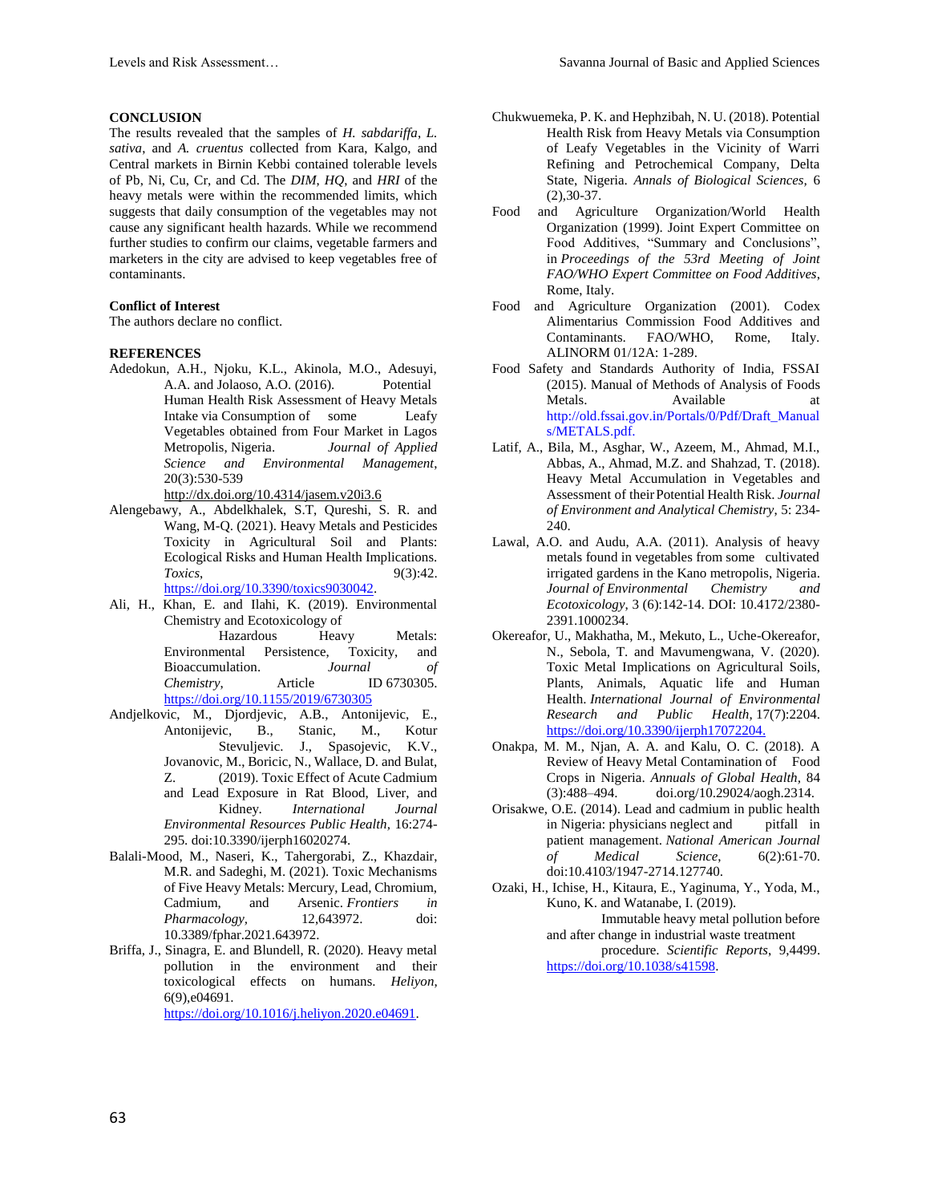## CONCLUSION

The results revealed that the samples of *H. sabdariffa*, *L. sativa*, and *A. cruentus* collected from Kara, Kalgo, and Central markets in Birnin Kebbi contained tolerable levels of Pb, Ni, Cu, Cr, and Cd. The *DIM*, *HQ*, and *HRI* of the heavy metals were within the recommended limits, which suggests that daily consumption of the vegetables may not cause any significant health hazards. While we recommend further studies to confirm our claims, vegetable farmers and marketers in the city are advised to keep vegetables free of contaminants.

## Conflict of Interest

The authors declare no conflict.

## REFERENCES

Adedokun, A.H., Njoku, K.L., Akinola, M.O., Adesuyi, A.A. and Jolaoso, A.O. (2016). Potential Human Health Risk Assessment of Heavy Metals Intake via Consumption of some Leafy Vegetables obtained from Four Market in Lagos Metropolis, Nigeria. *Journal of Applied Science and Environmental Management*, 20(3):530-539 http://dx.doi.org/10.4314/jasem.v20i3.6

Alengebawy, A., Abdelkhalek, S.T, Qureshi, S. R. and Wang, M-Q. (2021). Heavy Metals and Pesticides Toxicity in Agricultural Soil and Plants: Ecological Risks and Human Health Implications. *Toxics*, 9(3):42. https://doi.org/10.3390/toxics9030042.

Ali, H., Khan, E. and Ilahi, K. (2019). Environmental Chemistry and Ecotoxicology of Hazardous Heavy Metals: Environmental Persistence, Toxicity, and Bioaccumulation. *Journal of Chemistry*, Article ID 6730305. https://doi.org/10.1155/2019/6730305

Andjelkovic, M., Djordjevic, A.B., Antonijevic, E., Antonijevic, B., Stanic, M., Kotur Stevuljevic. J., Spasojevic, K.V., Jovanovic, M., Boricic, N., Wallace, D. and Bulat, Z. (2019). Toxic Effect of Acute Cadmium and Lead Exposure in Rat Blood, Liver, and Kidney. *International Journal Environmental Resources Public Health*, 16:274-295. doi:10.3390/ijerph16020274.

Balali-Mood, M., Naseri, K., Tahergorabi, Z., Khazdair, M.R. and Sadeghi, M. (2021). Toxic Mechanisms of Five Heavy Metals: Mercury, Lead, Chromium, Cadmium, and Arsenic. *Frontiers in Pharmacology*, 12,643972. doi: 10.3389/fphar.2021.643972.

Briffa, J., Sinagra, E. and Blundell, R. (2020). Heavy metal pollution in the environment and their toxicological effects on humans. *Heliyon*, 6(9),e04691. https://doi.org/10.1016/j.heliyon.2020.e04691.

Chukwuemeka, P. K. and Hephzibah, N. U. (2018). Potential Health Risk from Heavy Metals via Consumption of Leafy Vegetables in the Vicinity of Warri Refining and Petrochemical Company, Delta State, Nigeria. *Annals of Biological Sciences*, 6 (2),30-37.

Food and Agriculture Organization/World Health Organization (1999). Joint Expert Committee on Food Additives, "Summary and Conclusions", in *Proceedings of the 53rd Meeting of Joint FAO/WHO Expert Committee on Food Additives*, Rome, Italy.

Food and Agriculture Organization (2001). Codex Alimentarius Commission Food Additives and Contaminants. FAO/WHO, Rome, Italy. ALINORM 01/12A: 1-289.

Food Safety and Standards Authority of India, FSSAI (2015). Manual of Methods of Analysis of Foods Metals. Available at http://old.fssai.gov.in/Portals/0/Pdf/Draft_Manuals/METALS.pdf.

Latif, A., Bila, M., Asghar, W., Azeem, M., Ahmad, M.I., Abbas, A., Ahmad, M.Z. and Shahzad, T. (2018). Heavy Metal Accumulation in Vegetables and Assessment of their Potential Health Risk. *Journal of Environment and Analytical Chemistry*, 5: 234-240.

Lawal, A.O. and Audu, A.A. (2011). Analysis of heavy metals found in vegetables from some cultivated irrigated gardens in the Kano metropolis, Nigeria. *Journal of Environmental Chemistry and Ecotoxicology*, 3 (6):142-14. DOI: 10.4172/2380-2391.1000234.

Okereafor, U., Makhatha, M., Mekuto, L., Uche-Okereafor, N., Sebola, T. and Mavumengwana, V. (2020). Toxic Metal Implications on Agricultural Soils, Plants, Animals, Aquatic life and Human Health. *International Journal of Environmental Research and Public Health*, 17(7):2204. https://doi.org/10.3390/ijerph17072204.

Onakpa, M. M., Njan, A. A. and Kalu, O. C. (2018). A Review of Heavy Metal Contamination of Food Crops in Nigeria. *Annuals of Global Health*, 84 (3):488–494. doi.org/10.29024/aogh.2314.

Orisakwe, O.E. (2014). Lead and cadmium in public health in Nigeria: physicians neglect and pitfall in patient management. *National American Journal of Medical Science*, 6(2):61-70. doi:10.4103/1947-2714.127740.

Ozaki, H., Ichise, H., Kitaura, E., Yaginuma, Y., Yoda, M., Kuno, K. and Watanabe, I. (2019). Immutable heavy metal pollution before and after change in industrial waste treatment procedure. *Scientific Reports*, 9,4499. https://doi.org/10.1038/s41598.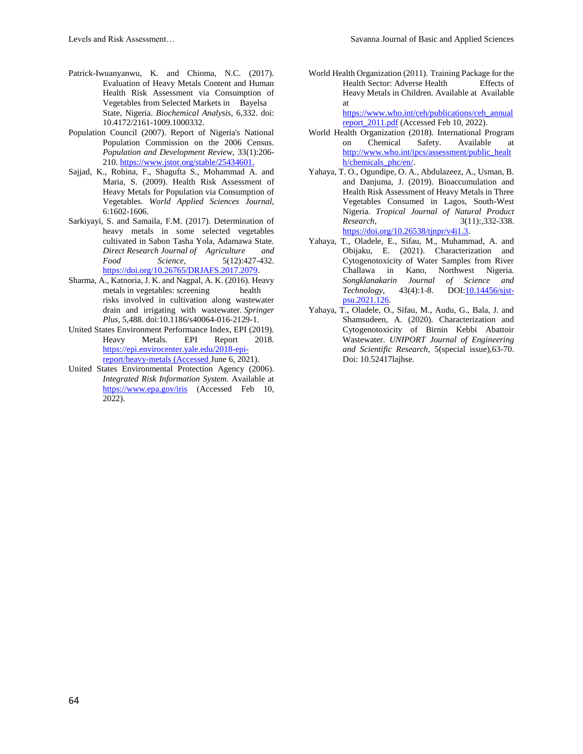Patrick-Iwuanyanwu, K. and Chioma, N.C. (2017). Evaluation of Heavy Metals Content and Human Health Risk Assessment via Consumption of Vegetables from Selected Markets in Bayelsa State, Nigeria. *Biochemical Analysis*, 6,332. doi: 10.4172/2161-1009.1000332.

Population Council (2007). Report of Nigeria's National Population Commission on the 2006 Census. *Population and Development Review*, 33(1):206-210. https://www.jstor.org/stable/25434601.

Sajjad, K., Robina, F., Shagufta S., Mohammad A. and Maria, S. (2009). Health Risk Assessment of Heavy Metals for Population via Consumption of Vegetables. *World Applied Sciences Journal*, 6:1602-1606.

Sarkiyayi, S. and Samaila, F.M. (2017). Determination of heavy metals in some selected vegetables cultivated in Sabon Tasha Yola, Adamawa State. *Direct Research Journal of Agriculture and Food Science*, 5(12):427-432. https://doi.org/10.26765/DRJAFS.2017.2079.

Sharma, A., Katnoria, J. K. and Nagpal, A. K. (2016). Heavy metals in vegetables: screening health risks involved in cultivation along wastewater drain and irrigating with wastewater. *Springer Plus*, 5,488. doi:10.1186/s40064-016-2129-1.

United States Environment Performance Index, EPI (2019). Heavy Metals. EPI Report 2018. https://epi.envirocenter.yale.edu/2018-epi-report/heavy-metals (Accessed June 6, 2021).

United States Environmental Protection Agency (2006). *Integrated Risk Information System*. Available at https://www.epa.gov/iris (Accessed Feb 10, 2022).

World Health Organization (2011). Training Package for the Health Sector: Adverse Health Effects of Heavy Metals in Children. Available at Available at https://www.who.int/ceh/publications/ceh_annualreport_2011.pdf (Accessed Feb 10, 2022).

World Health Organization (2018). International Program on Chemical Safety. Available at http://www.who.int/ipcs/assessment/public_health/chemicals_phc/en/.

Yahaya, T. O., Ogundipe, O. A., Abdulazeez, A., Usman, B. and Danjuma, J. (2019). Bioaccumulation and Health Risk Assessment of Heavy Metals in Three Vegetables Consumed in Lagos, South-West Nigeria. *Tropical Journal of Natural Product Research*, 3(11):,332-338. https://doi.org/10.26538/tjnpr/v4i1.3.

Yahaya, T., Oladele, E., Sifau, M., Muhammad, A. and Obijaku, E. (2021). Characterization and Cytogenotoxicity of Water Samples from River Challawa in Kano, Northwest Nigeria. *Songklanakarin Journal of Science and Technology*, 43(4):1-8. DOI:10.14456/sjst-psu.2021.126.

Yahaya, T., Oladele, O., Sifau, M., Audu, G., Bala, J. and Shamsudeen, A. (2020). Characterization and Cytogenotoxicity of Birnin Kebbi Abattoir Wastewater. *UNIPORT Journal of Engineering and Scientific Research*, 5(special issue),63-70. Doi: 10.52417lajhse.